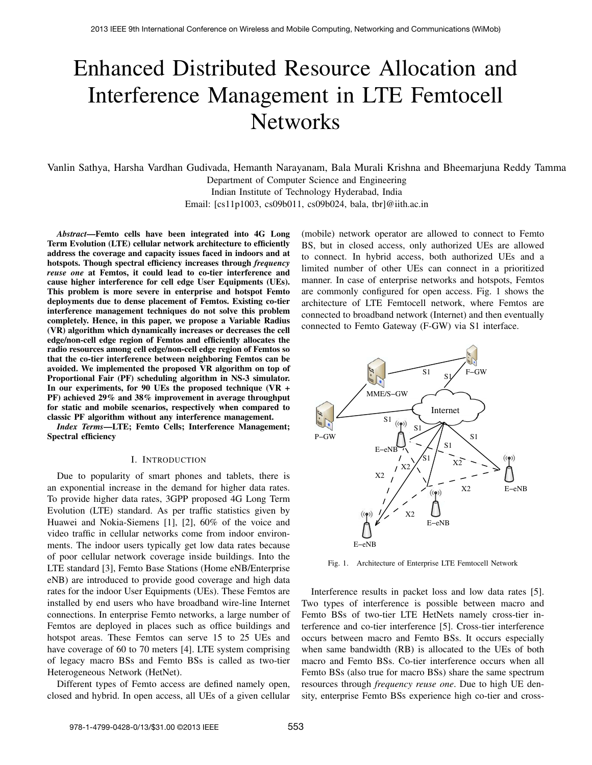# Enhanced Distributed Resource Allocation and Interference Management in LTE Femtocell Networks

Vanlin Sathya, Harsha Vardhan Gudivada, Hemanth Narayanam, Bala Murali Krishna and Bheemarjuna Reddy Tamma

Department of Computer Science and Engineering
Indian Institute of Technology Hyderabad, India
Email: [cs11p1003, cs09b011, cs09b024, bala, tbr]@iith.ac.in

***Abstract*—Femto cells have been integrated into 4G Long Term Evolution (LTE) cellular network architecture to efficiently address the coverage and capacity issues faced in indoors and at hotspots. Though spectral efficiency increases through *frequency reuse one* at Femtos, it could lead to co-tier interference and cause higher interference for cell edge User Equipments (UEs). This problem is more severe in enterprise and hotspot Femto deployments due to dense placement of Femtos. Existing co-tier interference management techniques do not solve this problem completely. Hence, in this paper, we propose a Variable Radius (VR) algorithm which dynamically increases or decreases the cell edge/non-cell edge region of Femtos and efficiently allocates the radio resources among cell edge/non-cell edge region of Femtos so that the co-tier interference between neighboring Femtos can be avoided. We implemented the proposed VR algorithm on top of Proportional Fair (PF) scheduling algorithm in NS-3 simulator. In our experiments, for 90 UEs the proposed technique (VR + PF) achieved 29% and 38% improvement in average throughput for static and mobile scenarios, respectively when compared to classic PF algorithm without any interference management.**

***Index Terms*—LTE; Femto Cells; Interference Management; Spectral efficiency**

## I. Introduction

Due to popularity of smart phones and tablets, there is an exponential increase in the demand for higher data rates. To provide higher data rates, 3GPP proposed 4G Long Term Evolution (LTE) standard. As per traffic statistics given by Huawei and Nokia-Siemens [1], [2], 60% of the voice and video traffic in cellular networks come from indoor environments. The indoor users typically get low data rates because of poor cellular network coverage inside buildings. Into the LTE standard [3], Femto Base Stations (Home eNB/Enterprise eNB) are introduced to provide good coverage and high data rates for the indoor User Equipments (UEs). These Femtos are installed by end users who have broadband wire-line Internet connections. In enterprise Femto networks, a large number of Femtos are deployed in places such as office buildings and hotspot areas. These Femtos can serve 15 to 25 UEs and have coverage of 60 to 70 meters [4]. LTE system comprising of legacy macro BSs and Femto BSs is called as two-tier Heterogeneous Network (HetNet).

Different types of Femto access are defined namely open, closed and hybrid. In open access, all UEs of a given cellular (mobile) network operator are allowed to connect to Femto BS, but in closed access, only authorized UEs are allowed to connect. In hybrid access, both authorized UEs and a limited number of other UEs can connect in a prioritized manner. In case of enterprise networks and hotspots, Femtos are commonly configured for open access. Fig. 1 shows the architecture of LTE Femtocell network, where Femtos are connected to broadband network (Internet) and then eventually connected to Femto Gateway (F-GW) via S1 interface.

Fig. 1. Architecture of Enterprise LTE Femtocell Network

Interference results in packet loss and low data rates [5]. Two types of interference is possible between macro and Femto BSs of two-tier LTE HetNets namely cross-tier interference and co-tier interference [5]. Cross-tier interference occurs between macro and Femto BSs. It occurs especially when same bandwidth (RB) is allocated to the UEs of both macro and Femto BSs. Co-tier interference occurs when all Femto BSs (also true for macro BSs) share the same spectrum resources through *frequency reuse one*. Due to high UE density, enterprise Femto BSs experience high co-tier and cross-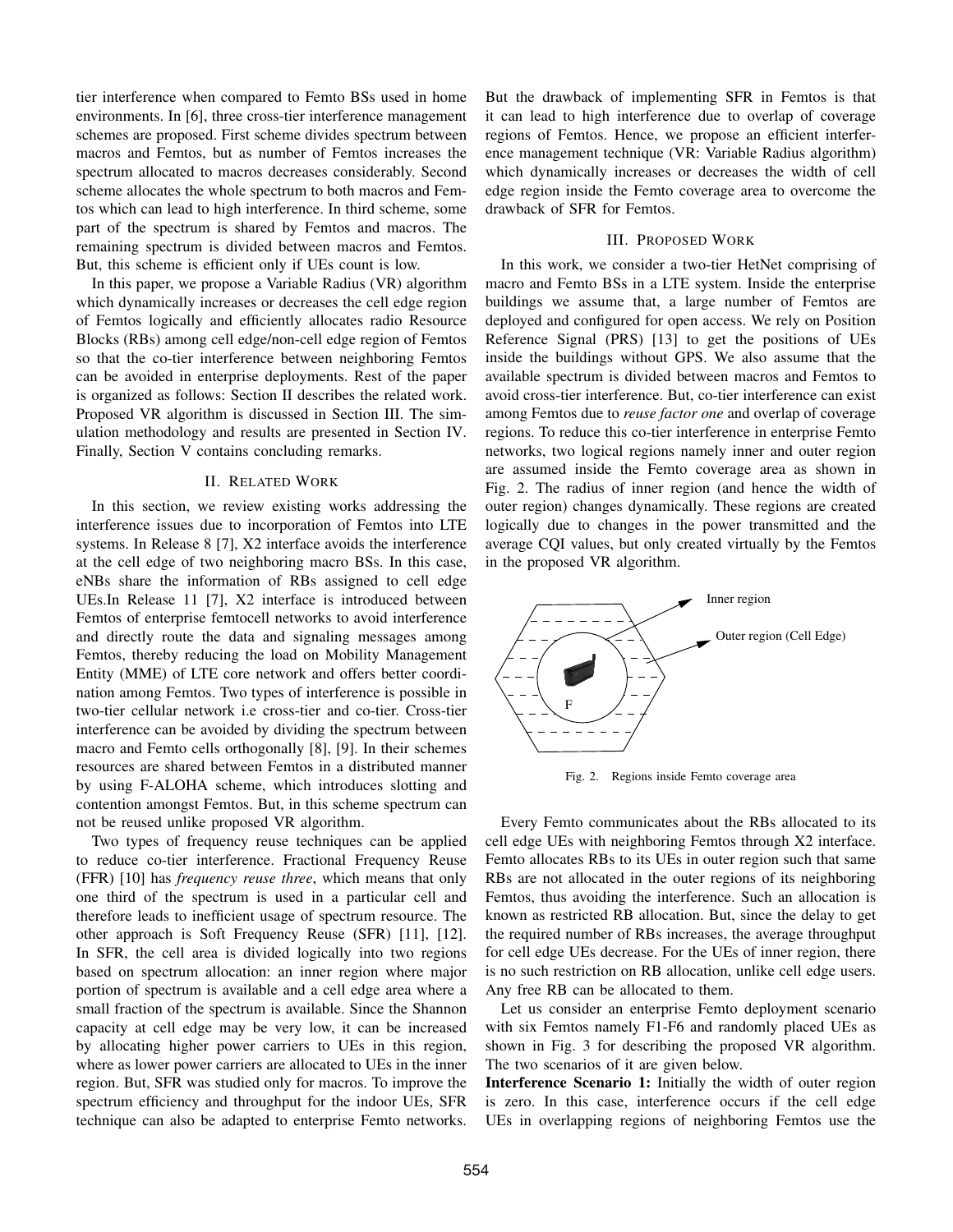tier interference when compared to Femto BSs used in home environments. In [6], three cross-tier interference management schemes are proposed. First scheme divides spectrum between macros and Femtos, but as number of Femtos increases the spectrum allocated to macros decreases considerably. Second scheme allocates the whole spectrum to both macros and Femtos which can lead to high interference. In third scheme, some part of the spectrum is shared by Femtos and macros. The remaining spectrum is divided between macros and Femtos. But, this scheme is efficient only if UEs count is low.

In this paper, we propose a Variable Radius (VR) algorithm which dynamically increases or decreases the cell edge region of Femtos logically and efficiently allocates radio Resource Blocks (RBs) among cell edge/non-cell edge region of Femtos so that the co-tier interference between neighboring Femtos can be avoided in enterprise deployments. Rest of the paper is organized as follows: Section II describes the related work. Proposed VR algorithm is discussed in Section III. The simulation methodology and results are presented in Section IV. Finally, Section V contains concluding remarks.

## II. Related Work

In this section, we review existing works addressing the interference issues due to incorporation of Femtos into LTE systems. In Release 8 [7], X2 interface avoids the interference at the cell edge of two neighboring macro BSs. In this case, eNBs share the information of RBs assigned to cell edge UEs.In Release 11 [7], X2 interface is introduced between Femtos of enterprise femtocell networks to avoid interference and directly route the data and signaling messages among Femtos, thereby reducing the load on Mobility Management Entity (MME) of LTE core network and offers better coordination among Femtos. Two types of interference is possible in two-tier cellular network i.e cross-tier and co-tier. Cross-tier interference can be avoided by dividing the spectrum between macro and Femto cells orthogonally [8], [9]. In their schemes resources are shared between Femtos in a distributed manner by using F-ALOHA scheme, which introduces slotting and contention amongst Femtos. But, in this scheme spectrum can not be reused unlike proposed VR algorithm.

Two types of frequency reuse techniques can be applied to reduce co-tier interference. Fractional Frequency Reuse (FFR) [10] has *frequency reuse three*, which means that only one third of the spectrum is used in a particular cell and therefore leads to inefficient usage of spectrum resource. The other approach is Soft Frequency Reuse (SFR) [11], [12]. In SFR, the cell area is divided logically into two regions based on spectrum allocation: an inner region where major portion of spectrum is available and a cell edge area where a small fraction of the spectrum is available. Since the Shannon capacity at cell edge may be very low, it can be increased by allocating higher power carriers to UEs in this region, where as lower power carriers are allocated to UEs in the inner region. But, SFR was studied only for macros. To improve the spectrum efficiency and throughput for the indoor UEs, SFR technique can also be adapted to enterprise Femto networks. But the drawback of implementing SFR in Femtos is that it can lead to high interference due to overlap of coverage regions of Femtos. Hence, we propose an efficient interference management technique (VR: Variable Radius algorithm) which dynamically increases or decreases the width of cell edge region inside the Femto coverage area to overcome the drawback of SFR for Femtos.

## III. Proposed Work

In this work, we consider a two-tier HetNet comprising of macro and Femto BSs in a LTE system. Inside the enterprise buildings we assume that, a large number of Femtos are deployed and configured for open access. We rely on Position Reference Signal (PRS) [13] to get the positions of UEs inside the buildings without GPS. We also assume that the available spectrum is divided between macros and Femtos to avoid cross-tier interference. But, co-tier interference can exist among Femtos due to *reuse factor one* and overlap of coverage regions. To reduce this co-tier interference in enterprise Femto networks, two logical regions namely inner and outer region are assumed inside the Femto coverage area as shown in Fig. 2. The radius of inner region (and hence the width of outer region) changes dynamically. These regions are created logically due to changes in the power transmitted and the average CQI values, but only created virtually by the Femtos in the proposed VR algorithm.

Fig. 2. Regions inside Femto coverage area

Every Femto communicates about the RBs allocated to its cell edge UEs with neighboring Femtos through X2 interface. Femto allocates RBs to its UEs in outer region such that same RBs are not allocated in the outer regions of its neighboring Femtos, thus avoiding the interference. Such an allocation is known as restricted RB allocation. But, since the delay to get the required number of RBs increases, the average throughput for cell edge UEs decrease. For the UEs of inner region, there is no such restriction on RB allocation, unlike cell edge users. Any free RB can be allocated to them.

Let us consider an enterprise Femto deployment scenario with six Femtos namely F1-F6 and randomly placed UEs as shown in Fig. 3 for describing the proposed VR algorithm. The two scenarios of it are given below.

**Interference Scenario 1:** Initially the width of outer region is zero. In this case, interference occurs if the cell edge UEs in overlapping regions of neighboring Femtos use the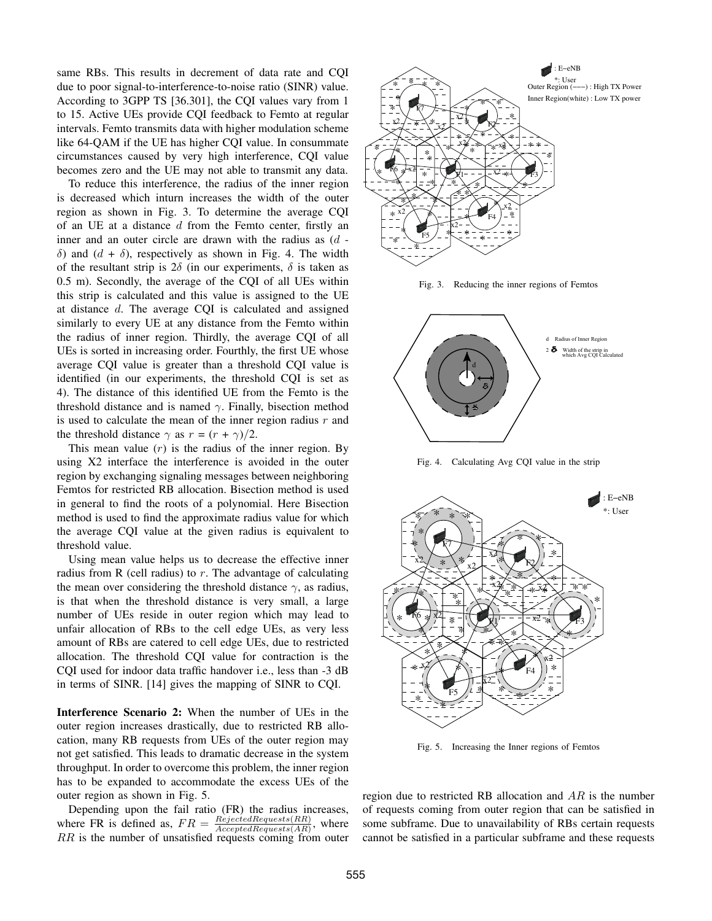same RBs. This results in decrement of data rate and CQI due to poor signal-to-interference-to-noise ratio (SINR) value. According to 3GPP TS [36.301], the CQI values vary from 1 to 15. Active UEs provide CQI feedback to Femto at regular intervals. Femto transmits data with higher modulation scheme like 64-QAM if the UE has higher CQI value. In consummate circumstances caused by very high interference, CQI value becomes zero and the UE may not able to transmit any data.

To reduce this interference, the radius of the inner region is decreased which inturn increases the width of the outer region as shown in Fig. 3. To determine the average CQI of an UE at a distance $d$ from the Femto center, firstly an inner and an outer circle are drawn with the radius as ($d$ - $\delta$) and ($d$ + $\delta$), respectively as shown in Fig. 4. The width of the resultant strip is $2\delta$ (in our experiments, $\delta$ is taken as 0.5 m). Secondly, the average of the CQI of all UEs within this strip is calculated and this value is assigned to the UE at distance $d$. The average CQI is calculated and assigned similarly to every UE at any distance from the Femto within the radius of inner region. Thirdly, the average CQI of all UEs is sorted in increasing order. Fourthly, the first UE whose average CQI value is greater than a threshold CQI value is identified (in our experiments, the threshold CQI is set as 4). The distance of this identified UE from the Femto is the threshold distance and is named $\gamma$. Finally, bisection method is used to calculate the mean of the inner region radius $r$ and the threshold distance $\gamma$ as $r$ = $(r + \gamma)/2$.

This mean value ($r$) is the radius of the inner region. By using X2 interface the interference is avoided in the outer region by exchanging signaling messages between neighboring Femtos for restricted RB allocation. Bisection method is used in general to find the roots of a polynomial. Here Bisection method is used to find the approximate radius value for which the average CQI value at the given radius is equivalent to threshold value.

Using mean value helps us to decrease the effective inner radius from R (cell radius) to $r$. The advantage of calculating the mean over considering the threshold distance $\gamma$, as radius, is that when the threshold distance is very small, a large number of UEs reside in outer region which may lead to unfair allocation of RBs to the cell edge UEs, as very less amount of RBs are catered to cell edge UEs, due to restricted allocation. The threshold CQI value for contraction is the CQI used for indoor data traffic handover i.e., less than -3 dB in terms of SINR. [14] gives the mapping of SINR to CQI.

Fig. 3. Reducing the inner regions of Femtos

Fig. 4. Calculating Avg CQI value in the strip

Fig. 5. Increasing the Inner regions of Femtos

**Interference Scenario 2:** When the number of UEs in the outer region increases drastically, due to restricted RB allocation, many RB requests from UEs of the outer region may not get satisfied. This leads to dramatic decrease in the system throughput. In order to overcome this problem, the inner region has to be expanded to accommodate the excess UEs of the outer region as shown in Fig. 5.

Depending upon the fail ratio (FR) the radius increases, where FR is defined as, $FR = \frac{RejectedRequests(RR)}{AcceptedRequests(AR)}$, where $RR$ is the number of unsatisfied requests coming from outer region due to restricted RB allocation and $AR$ is the number of requests coming from outer region that can be satisfied in some subframe. Due to unavailability of RBs certain requests cannot be satisfied in a particular subframe and these requests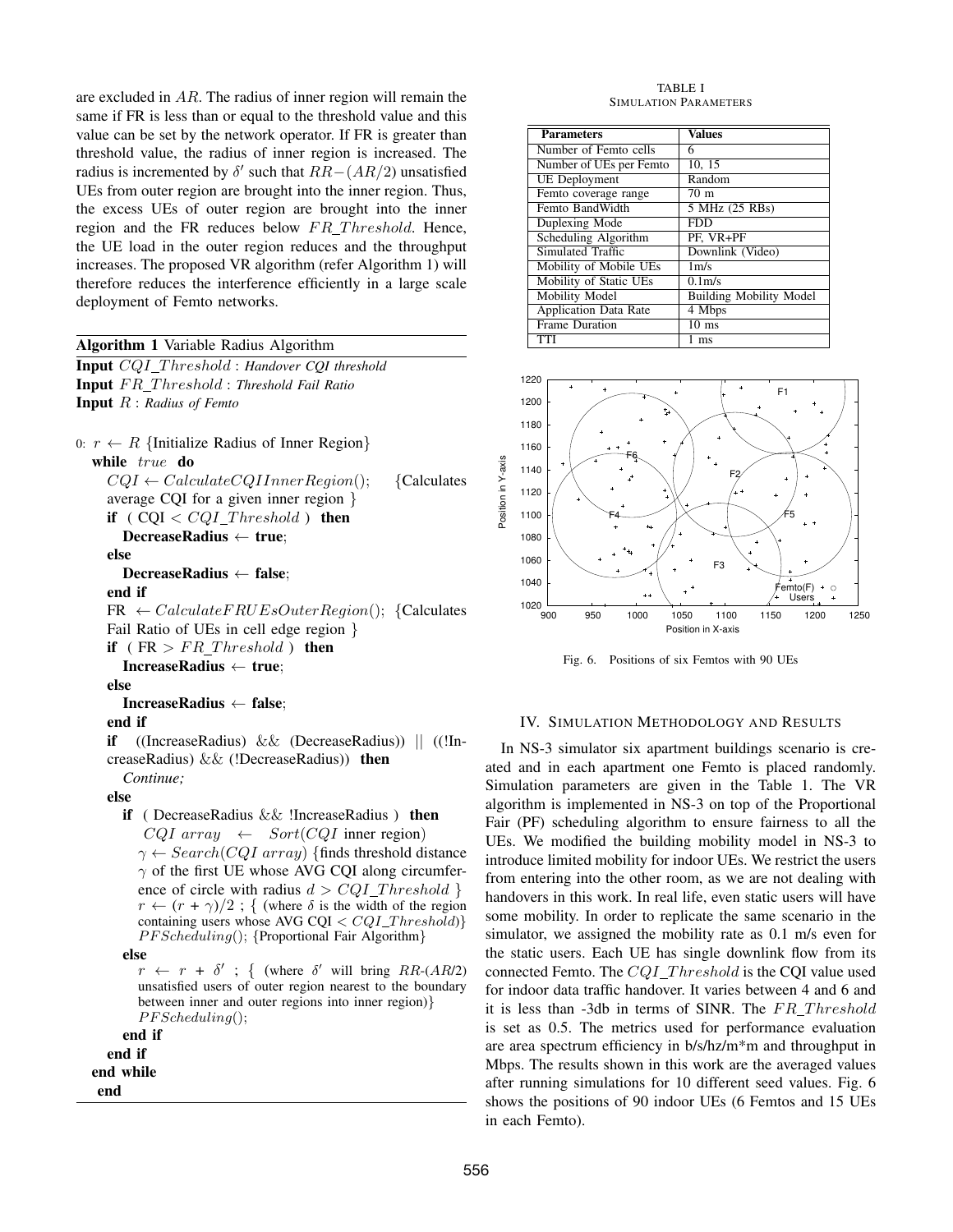are excluded in $AR$. The radius of inner region will remain the same if FR is less than or equal to the threshold value and this value can be set by the network operator. If FR is greater than threshold value, the radius of inner region is increased. The radius is incremented by $\delta'$ such that $RR-(AR/2)$ unsatisfied UEs from outer region are brought into the inner region. Thus, the excess UEs of outer region are brought into the inner region and the FR reduces below $FR\_Threshold$. Hence, the UE load in the outer region reduces and the throughput increases. The proposed VR algorithm (refer Algorithm 1) will therefore reduces the interference efficiently in a large scale deployment of Femto networks.

**Algorithm 1** Variable Radius Algorithm

```
Input CQI_Threshold : Handover CQI threshold
Input FR_Threshold : Threshold Fail Ratio
Input R : Radius of Femto

0: r ← R {Initialize Radius of Inner Region}
while true do
   CQI ← CalculateCQIInnerRegion();   {Calculates
   average CQI for a given inner region }
   if ( CQI < CQI_Threshold ) then
      DecreaseRadius ← true;
   else
      DecreaseRadius ← false;
   end if
   FR ← CalculateFRUEsOuterRegion(); {Calculates
   Fail Ratio of UEs in cell edge region }
   if ( FR > FR_Threshold ) then
      IncreaseRadius ← true;
   else
      IncreaseRadius ← false;
   end if
   if ((IncreaseRadius) && (DecreaseRadius)) || ((!IncreaseRadius) && (!DecreaseRadius)) then
      Continue;
   else
      if ( DecreaseRadius && !IncreaseRadius ) then
         CQI array ← Sort(CQI inner region)
         γ ← Search(CQI array) {finds threshold distance
         γ of the first UE whose AVG CQI along circumference of circle with radius d > CQI_Threshold }
         r ← (r + γ)/2 ; { (where δ is the width of the region
         containing users whose AVG CQI < CQI_Threshold)}
         PFScheduling(); {Proportional Fair Algorithm}
      else
         r ← r + δ' ; { (where δ' will bring RR-(AR/2)
         unsatisfied users of outer region nearest to the boundary
         between inner and outer regions into inner region)}
         PFScheduling();
      end if
   end if
end while
end
```

TABLE I
SIMULATION PARAMETERS

| Parameters | Values |
|---|---|
| Number of Femto cells | 6 |
| Number of UEs per Femto | 10, 15 |
| UE Deployment | Random |
| Femto coverage range | 70 m |
| Femto BandWidth | 5 MHz (25 RBs) |
| Duplexing Mode | FDD |
| Scheduling Algorithm | PF, VR+PF |
| Simulated Traffic | Downlink (Video) |
| Mobility of Mobile UEs | 1m/s |
| Mobility of Static UEs | 0.1m/s |
| Mobility Model | Building Mobility Model |
| Application Data Rate | 4 Mbps |
| Frame Duration | 10 ms |
| TTI | 1 ms |

Fig. 6. Positions of six Femtos with 90 UEs

## IV. Simulation Methodology and Results

In NS-3 simulator six apartment buildings scenario is created and in each apartment one Femto is placed randomly. Simulation parameters are given in the Table 1. The VR algorithm is implemented in NS-3 on top of the Proportional Fair (PF) scheduling algorithm to ensure fairness to all the UEs. We modified the building mobility model in NS-3 to introduce limited mobility for indoor UEs. We restrict the users from entering into the other room, as we are not dealing with handovers in this work. In real life, even static users will have some mobility. In order to replicate the same scenario in the simulator, we assigned the mobility rate as 0.1 m/s even for the static users. Each UE has single downlink flow from its connected Femto. The $CQI\_Threshold$ is the CQI value used for indoor data traffic handover. It varies between 4 and 6 and it is less than -3db in terms of SINR. The $FR\_Threshold$ is set as 0.5. The metrics used for performance evaluation are area spectrum efficiency in b/s/hz/m*m and throughput in Mbps. The results shown in this work are the averaged values after running simulations for 10 different seed values. Fig. 6 shows the positions of 90 indoor UEs (6 Femtos and 15 UEs in each Femto).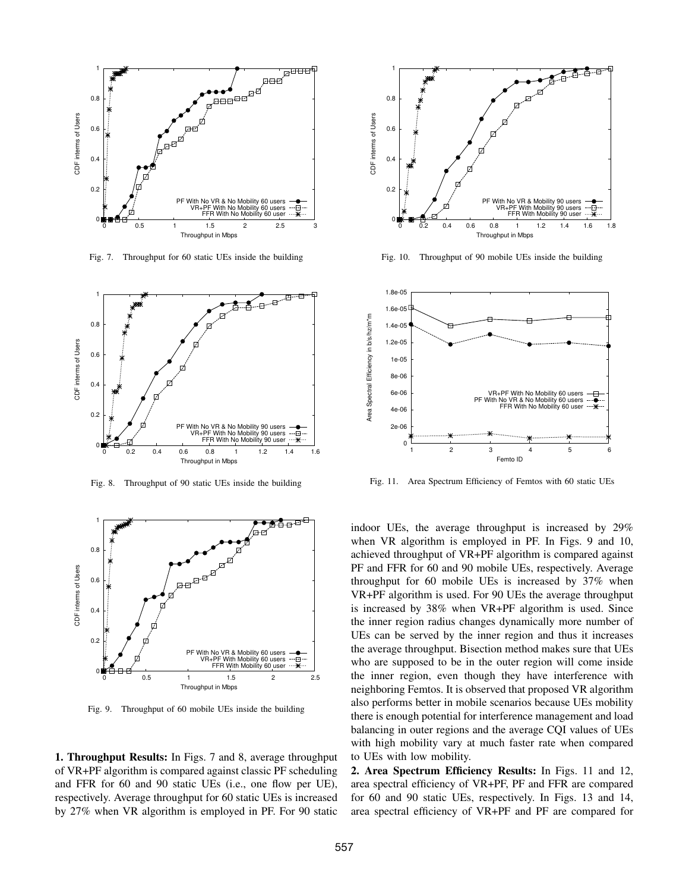Fig. 7. Throughput for 60 static UEs inside the building

Fig. 8. Throughput of 90 static UEs inside the building

Fig. 9. Throughput of 60 mobile UEs inside the building

Fig. 10. Throughput of 90 mobile UEs inside the building

Fig. 11. Area Spectrum Efficiency of Femtos with 60 static UEs

**1. Throughput Results:** In Figs. 7 and 8, average throughput of VR+PF algorithm is compared against classic PF scheduling and FFR for 60 and 90 static UEs (i.e., one flow per UE), respectively. Average throughput for 60 static UEs is increased by 27% when VR algorithm is employed in PF. For 90 static indoor UEs, the average throughput is increased by 29% when VR algorithm is employed in PF. In Figs. 9 and 10, achieved throughput of VR+PF algorithm is compared against PF and FFR for 60 and 90 mobile UEs, respectively. Average throughput for 60 mobile UEs is increased by 37% when VR+PF algorithm is used. For 90 UEs the average throughput is increased by 38% when VR+PF algorithm is used. Since the inner region radius changes dynamically more number of UEs can be served by the inner region and thus it increases the average throughput. Bisection method makes sure that UEs who are supposed to be in the outer region will come inside the inner region, even though they have interference with neighboring Femtos. It is observed that proposed VR algorithm also performs better in mobile scenarios because UEs mobility there is enough potential for interference management and load balancing in outer regions and the average CQI values of UEs with high mobility vary at much faster rate when compared to UEs with low mobility.

**2. Area Spectrum Efficiency Results:** In Figs. 11 and 12, area spectral efficiency of VR+PF, PF and FFR are compared for 60 and 90 static UEs, respectively. In Figs. 13 and 14, area spectral efficiency of VR+PF and PF are compared for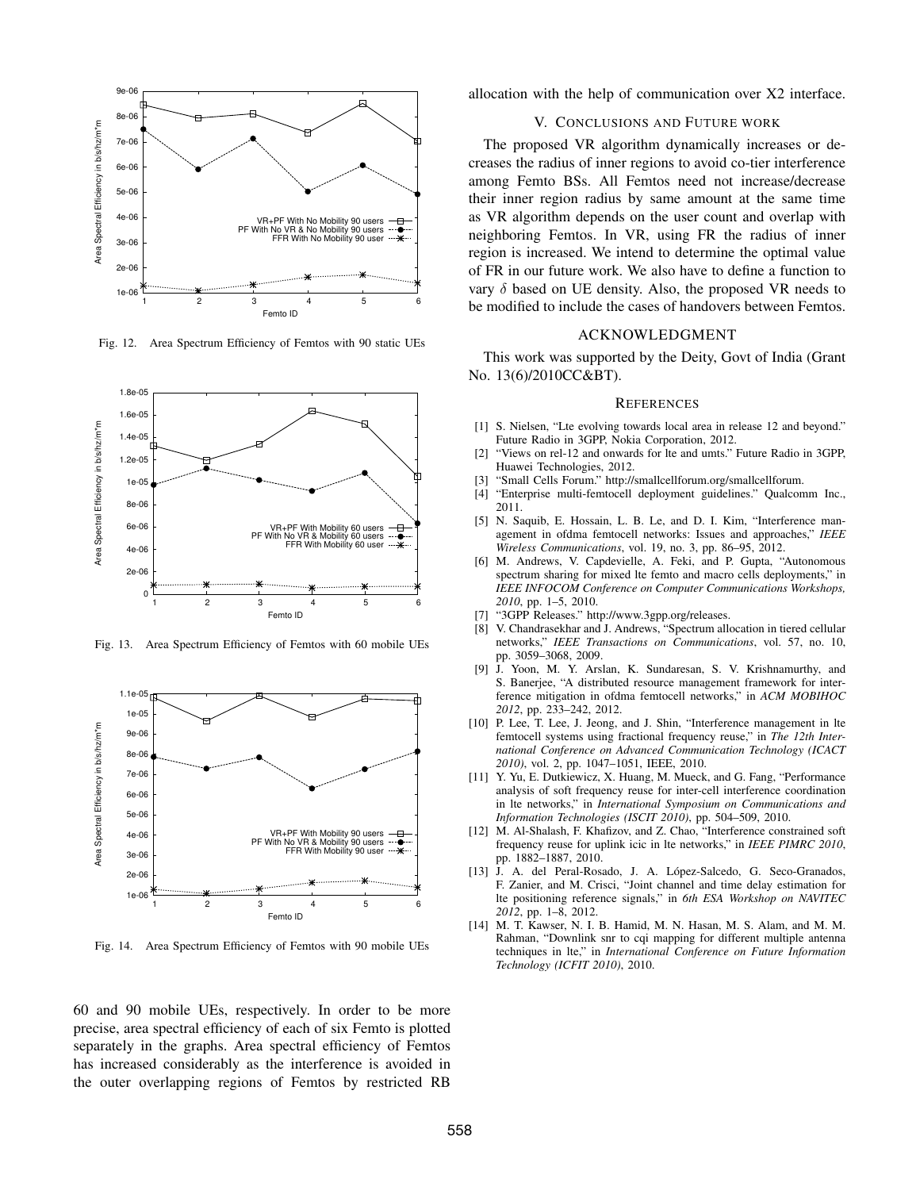9e-06
8e-06
7e-06
6e-06
5e-06
4e-06
3e-06
2e-06
1e-06
Area Spectral Efficiency in b/s/hz/m*m
1 2 3 4 5 6
Femto ID
VR+PF With No Mobility 90 users
PF With No VR & No Mobility 90 users
FFR With No Mobility 90 user

Fig. 12. Area Spectrum Efficiency of Femtos with 90 static UEs

1.8e-05
1.6e-05
1.4e-05
1.2e-05
1e-05
8e-06
6e-06
4e-06
2e-06
0
Area Spectral Efficiency in b/s/hz/m*m
1 2 3 4 5 6
Femto ID
VR+PF With Mobility 60 users
PF With No VR & Mobility 60 users
FFR With Mobility 60 user

Fig. 13. Area Spectrum Efficiency of Femtos with 60 mobile UEs

1.1e-05
1e-05
9e-06
8e-06
7e-06
6e-06
5e-06
4e-06
3e-06
2e-06
1e-06
Area Spectral Efficiency in b/s/hz/m*m
1 2 3 4 5 6
Femto ID
VR+PF With Mobility 90 users
PF With No VR & Mobility 90 users
FFR With Mobility 90 user

Fig. 14. Area Spectrum Efficiency of Femtos with 90 mobile UEs

60 and 90 mobile UEs, respectively. In order to be more precise, area spectral efficiency of each of six Femto is plotted separately in the graphs. Area spectral efficiency of Femtos has increased considerably as the interference is avoided in the outer overlapping regions of Femtos by restricted RB allocation with the help of communication over X2 interface.

## V. Conclusions and Future Work

The proposed VR algorithm dynamically increases or decreases the radius of inner regions to avoid co-tier interference among Femto BSs. All Femtos need not increase/decrease their inner region radius by same amount at the same time as VR algorithm depends on the user count and overlap with neighboring Femtos. In VR, using FR the radius of inner region is increased. We intend to determine the optimal value of FR in our future work. We also have to define a function to vary $\delta$ based on UE density. Also, the proposed VR needs to be modified to include the cases of handovers between Femtos.

## Acknowledgment

This work was supported by the Deity, Govt of India (Grant No. 13(6)/2010CC&BT).

## References

[1] S. Nielsen, "Lte evolving towards local area in release 12 and beyond." Future Radio in 3GPP, Nokia Corporation, 2012.

[2] "Views on rel-12 and onwards for lte and umts." Future Radio in 3GPP, Huawei Technologies, 2012.

[3] "Small Cells Forum." http://smallcellforum.org/smallcellforum.

[4] "Enterprise multi-femtocell deployment guidelines." Qualcomm Inc., 2011.

[5] N. Saquib, E. Hossain, L. B. Le, and D. I. Kim, "Interference management in ofdma femtocell networks: Issues and approaches," *IEEE Wireless Communications*, vol. 19, no. 3, pp. 86–95, 2012.

[6] M. Andrews, V. Capdevielle, A. Feki, and P. Gupta, "Autonomous spectrum sharing for mixed lte femto and macro cells deployments," in *IEEE INFOCOM Conference on Computer Communications Workshops, 2010*, pp. 1–5, 2010.

[7] "3GPP Releases." http://www.3gpp.org/releases.

[8] V. Chandrasekhar and J. Andrews, "Spectrum allocation in tiered cellular networks," *IEEE Transactions on Communications*, vol. 57, no. 10, pp. 3059–3068, 2009.

[9] J. Yoon, M. Y. Arslan, K. Sundaresan, S. V. Krishnamurthy, and S. Banerjee, "A distributed resource management framework for interference mitigation in ofdma femtocell networks," in *ACM MOBIHOC 2012*, pp. 233–242, 2012.

[10] P. Lee, T. Lee, J. Jeong, and J. Shin, "Interference management in lte femtocell systems using fractional frequency reuse," in *The 12th International Conference on Advanced Communication Technology (ICACT 2010)*, vol. 2, pp. 1047–1051, IEEE, 2010.

[11] Y. Yu, E. Dutkiewicz, X. Huang, M. Mueck, and G. Fang, "Performance analysis of soft frequency reuse for inter-cell interference coordination in lte networks," in *International Symposium on Communications and Information Technologies (ISCIT 2010)*, pp. 504–509, 2010.

[12] M. Al-Shalash, F. Khafizov, and Z. Chao, "Interference constrained soft frequency reuse for uplink icic in lte networks," in *IEEE PIMRC 2010*, pp. 1882–1887, 2010.

[13] J. A. del Peral-Rosado, J. A. López-Salcedo, G. Seco-Granados, F. Zanier, and M. Crisci, "Joint channel and time delay estimation for lte positioning reference signals," in *6th ESA Workshop on NAVITEC 2012*, pp. 1–8, 2012.

[14] M. T. Kawser, N. I. B. Hamid, M. N. Hasan, M. S. Alam, and M. M. Rahman, "Downlink snr to cqi mapping for different multiple antenna techniques in lte," in *International Conference on Future Information Technology (ICFIT 2010)*, 2010.